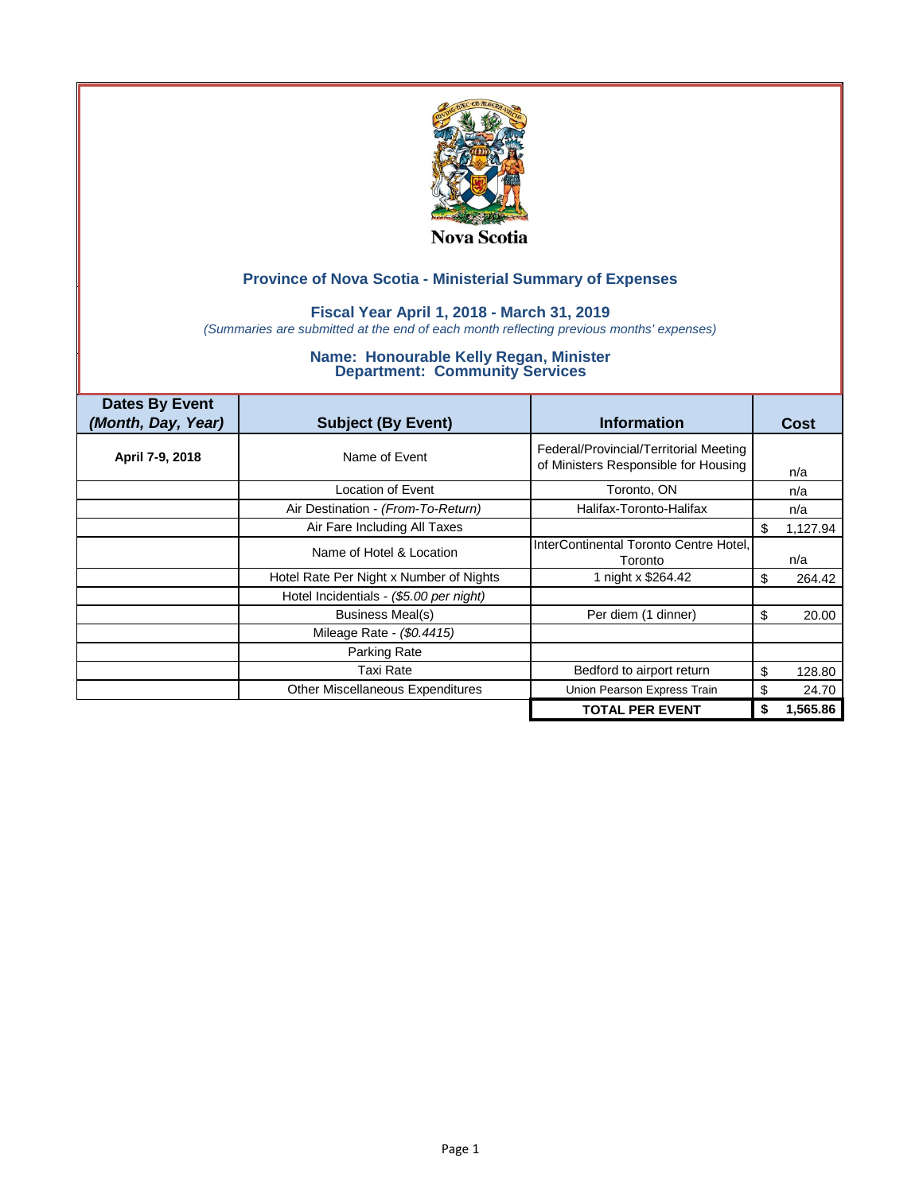Nova Scotia

## Province of Nova Scotia - Ministerial Summary of Expenses

### Fiscal Year April 1, 2018 - March 31, 2019

*(Summaries are submitted at the end of each month reflecting previous months' expenses)*

### Name: Honourable Kelly Regan, Minister
### Department: Community Services

| Dates By Event *(Month, Day, Year)* | Subject (By Event) | Information | Cost |
|---|---|---|---|
| **April 7-9, 2018** | Name of Event | Federal/Provincial/Territorial Meeting of Ministers Responsible for Housing | n/a |
| | Location of Event | Toronto, ON | n/a |
| | Air Destination - *(From-To-Return)* | Halifax-Toronto-Halifax | n/a |
| | Air Fare Including All Taxes | | $ 1,127.94 |
| | Name of Hotel & Location | InterContinental Toronto Centre Hotel, Toronto | n/a |
| | Hotel Rate Per Night x Number of Nights | 1 night x $264.42 | $ 264.42 |
| | Hotel Incidentials - *($5.00 per night)* | | |
| | Business Meal(s) | Per diem (1 dinner) | $ 20.00 |
| | Mileage Rate - *($0.4415)* | | |
| | Parking Rate | | |
| | Taxi Rate | Bedford to airport return | $ 128.80 |
| | Other Miscellaneous Expenditures | Union Pearson Express Train | $ 24.70 |
| | | **TOTAL PER EVENT** | **$ 1,565.86** |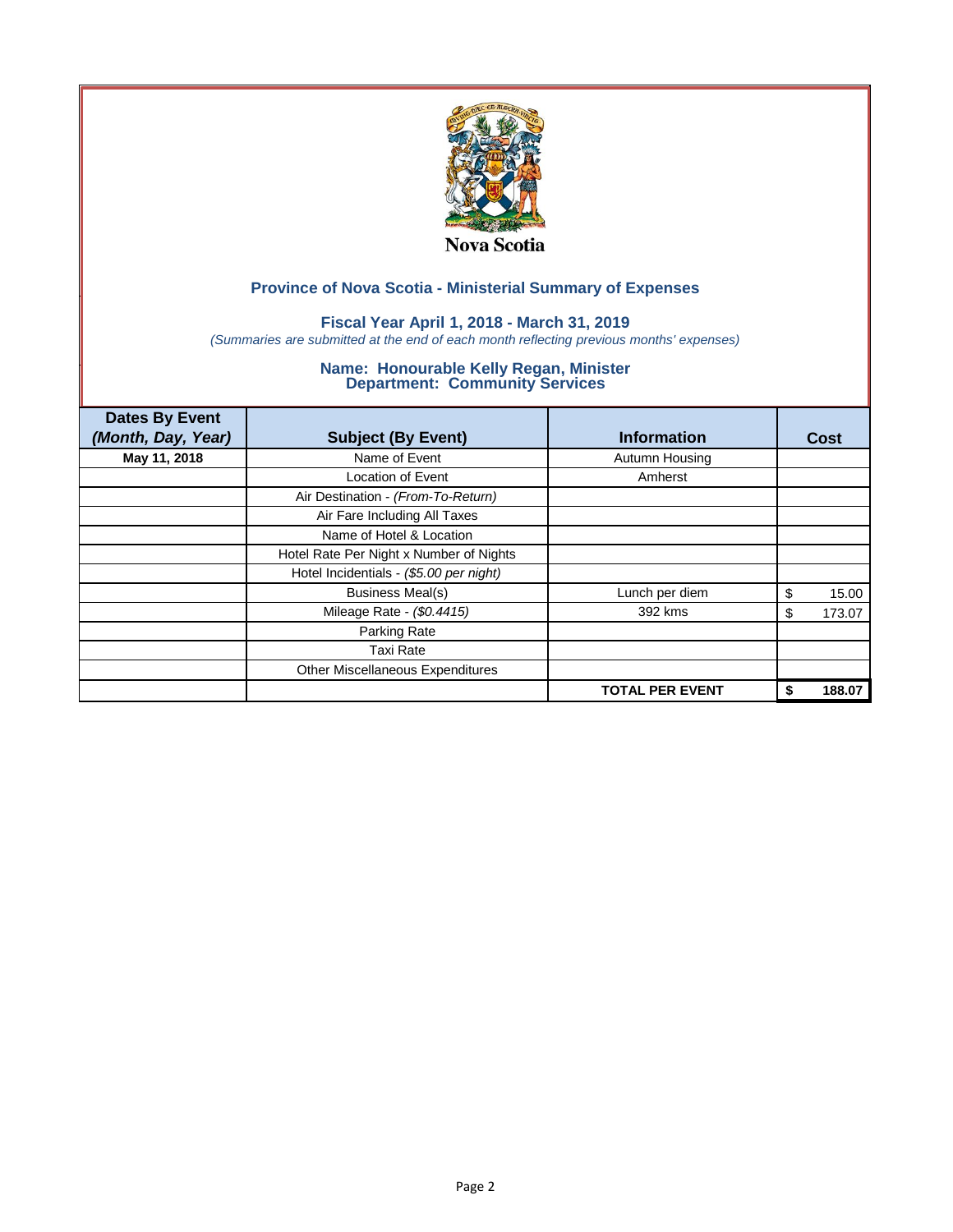Nova Scotia

## Province of Nova Scotia - Ministerial Summary of Expenses

### Fiscal Year April 1, 2018 - March 31, 2019

*(Summaries are submitted at the end of each month reflecting previous months' expenses)*

### Name: Honourable Kelly Regan, Minister
### Department: Community Services

| Dates By Event *(Month, Day, Year)* | Subject (By Event) | Information | Cost |
|---|---|---|---|
| **May 11, 2018** | Name of Event | Autumn Housing | |
| | Location of Event | Amherst | |
| | Air Destination - *(From-To-Return)* | | |
| | Air Fare Including All Taxes | | |
| | Name of Hotel & Location | | |
| | Hotel Rate Per Night x Number of Nights | | |
| | Hotel Incidentials - *($5.00 per night)* | | |
| | Business Meal(s) | Lunch per diem | $ 15.00 |
| | Mileage Rate - *($0.4415)* | 392 kms | $ 173.07 |
| | Parking Rate | | |
| | Taxi Rate | | |
| | Other Miscellaneous Expenditures | | |
| | | **TOTAL PER EVENT** | **$ 188.07** |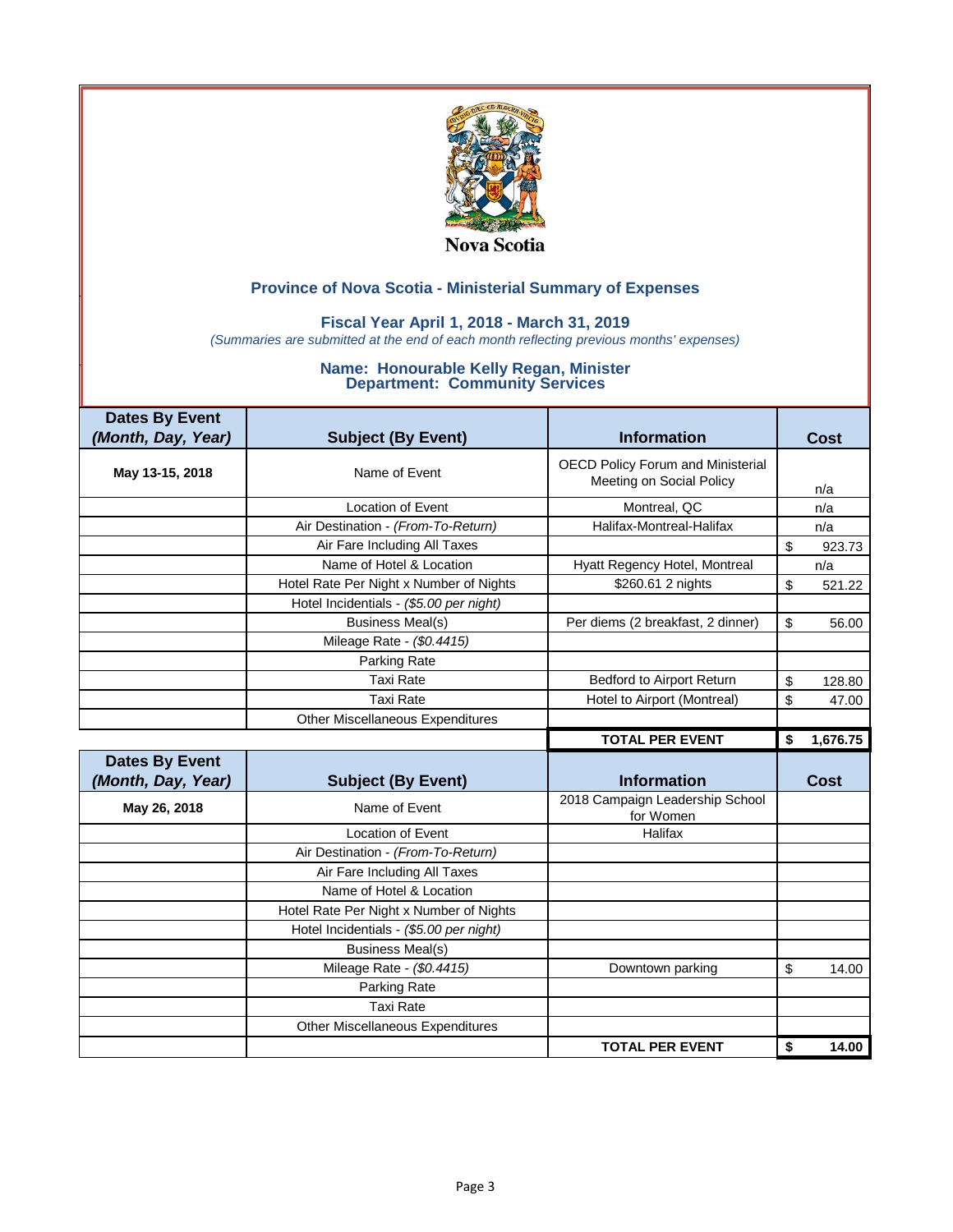Nova Scotia

## Province of Nova Scotia - Ministerial Summary of Expenses

### Fiscal Year April 1, 2018 - March 31, 2019

*(Summaries are submitted at the end of each month reflecting previous months' expenses)*

### Name: Honourable Kelly Regan, Minister
### Department: Community Services

| Dates By Event *(Month, Day, Year)* | Subject (By Event) | Information | Cost |
|---|---|---|---|
| May 13-15, 2018 | Name of Event | OECD Policy Forum and Ministerial Meeting on Social Policy | n/a |
| | Location of Event | Montreal, QC | n/a |
| | Air Destination - *(From-To-Return)* | Halifax-Montreal-Halifax | n/a |
| | Air Fare Including All Taxes | | $ 923.73 |
| | Name of Hotel & Location | Hyatt Regency Hotel, Montreal | n/a |
| | Hotel Rate Per Night x Number of Nights | $260.61 2 nights | $ 521.22 |
| | Hotel Incidentials - *($5.00 per night)* | | |
| | Business Meal(s) | Per diems (2 breakfast, 2 dinner) | $ 56.00 |
| | Mileage Rate - *($0.4415)* | | |
| | Parking Rate | | |
| | Taxi Rate | Bedford to Airport Return | $ 128.80 |
| | Taxi Rate | Hotel to Airport (Montreal) | $ 47.00 |
| | Other Miscellaneous Expenditures | | |
| | | **TOTAL PER EVENT** | **$ 1,676.75** |

| Dates By Event *(Month, Day, Year)* | Subject (By Event) | Information | Cost |
|---|---|---|---|
| May 26, 2018 | Name of Event | 2018 Campaign Leadership School for Women | |
| | Location of Event | Halifax | |
| | Air Destination - *(From-To-Return)* | | |
| | Air Fare Including All Taxes | | |
| | Name of Hotel & Location | | |
| | Hotel Rate Per Night x Number of Nights | | |
| | Hotel Incidentials - *($5.00 per night)* | | |
| | Business Meal(s) | | |
| | Mileage Rate - *($0.4415)* | Downtown parking | $ 14.00 |
| | Parking Rate | | |
| | Taxi Rate | | |
| | Other Miscellaneous Expenditures | | |
| | | **TOTAL PER EVENT** | **$ 14.00** |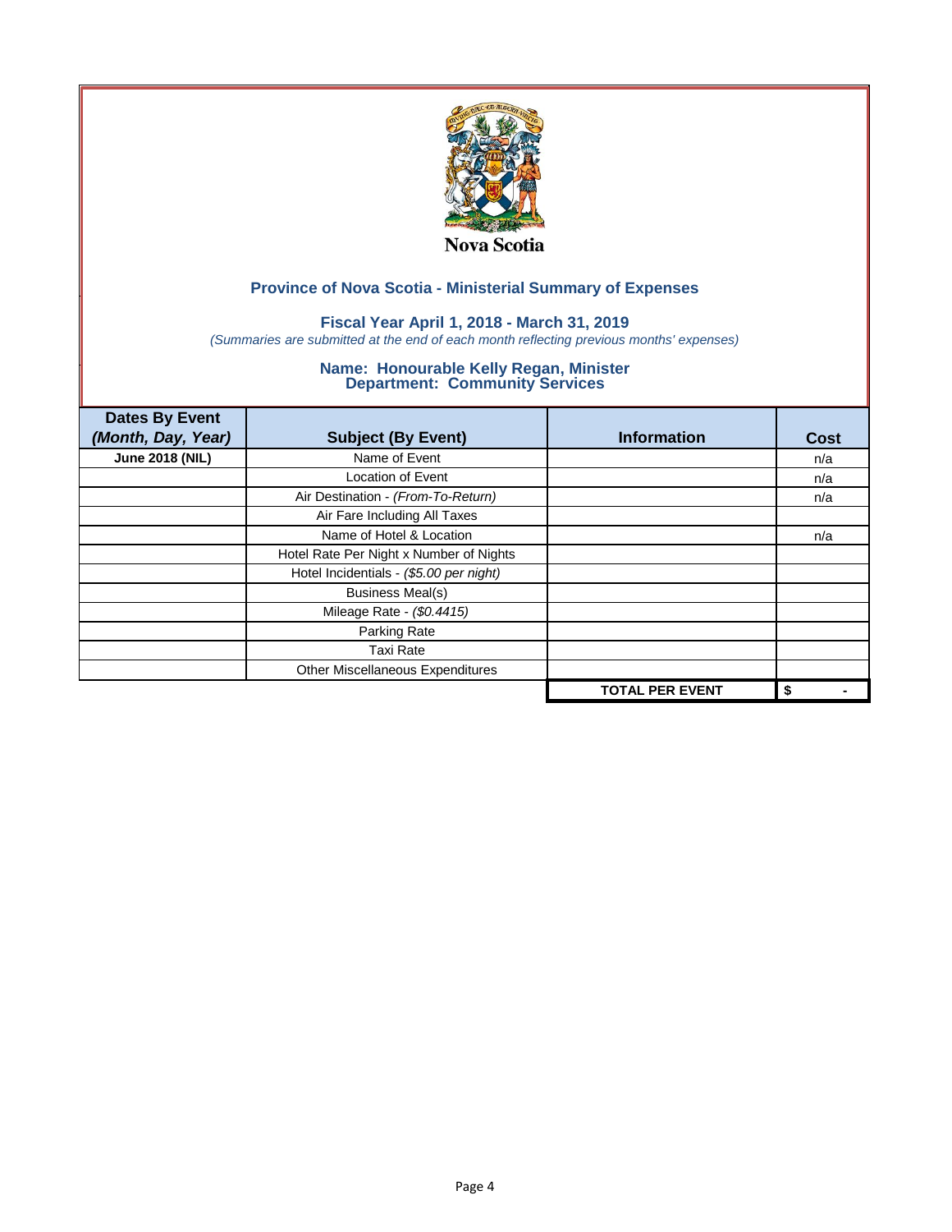Nova Scotia

## Province of Nova Scotia - Ministerial Summary of Expenses

### Fiscal Year April 1, 2018 - March 31, 2019

*(Summaries are submitted at the end of each month reflecting previous months' expenses)*

### Name: Honourable Kelly Regan, Minister
### Department: Community Services

| Dates By Event *(Month, Day, Year)* | Subject (By Event) | Information | Cost |
|---|---|---|---|
| **June 2018 (NIL)** | Name of Event | | n/a |
| | Location of Event | | n/a |
| | Air Destination - *(From-To-Return)* | | n/a |
| | Air Fare Including All Taxes | | |
| | Name of Hotel & Location | | n/a |
| | Hotel Rate Per Night x Number of Nights | | |
| | Hotel Incidentials - *($5.00 per night)* | | |
| | Business Meal(s) | | |
| | Mileage Rate - *($0.4415)* | | |
| | Parking Rate | | |
| | Taxi Rate | | |
| | Other Miscellaneous Expenditures | | |
| | | **TOTAL PER EVENT** | **$ -** |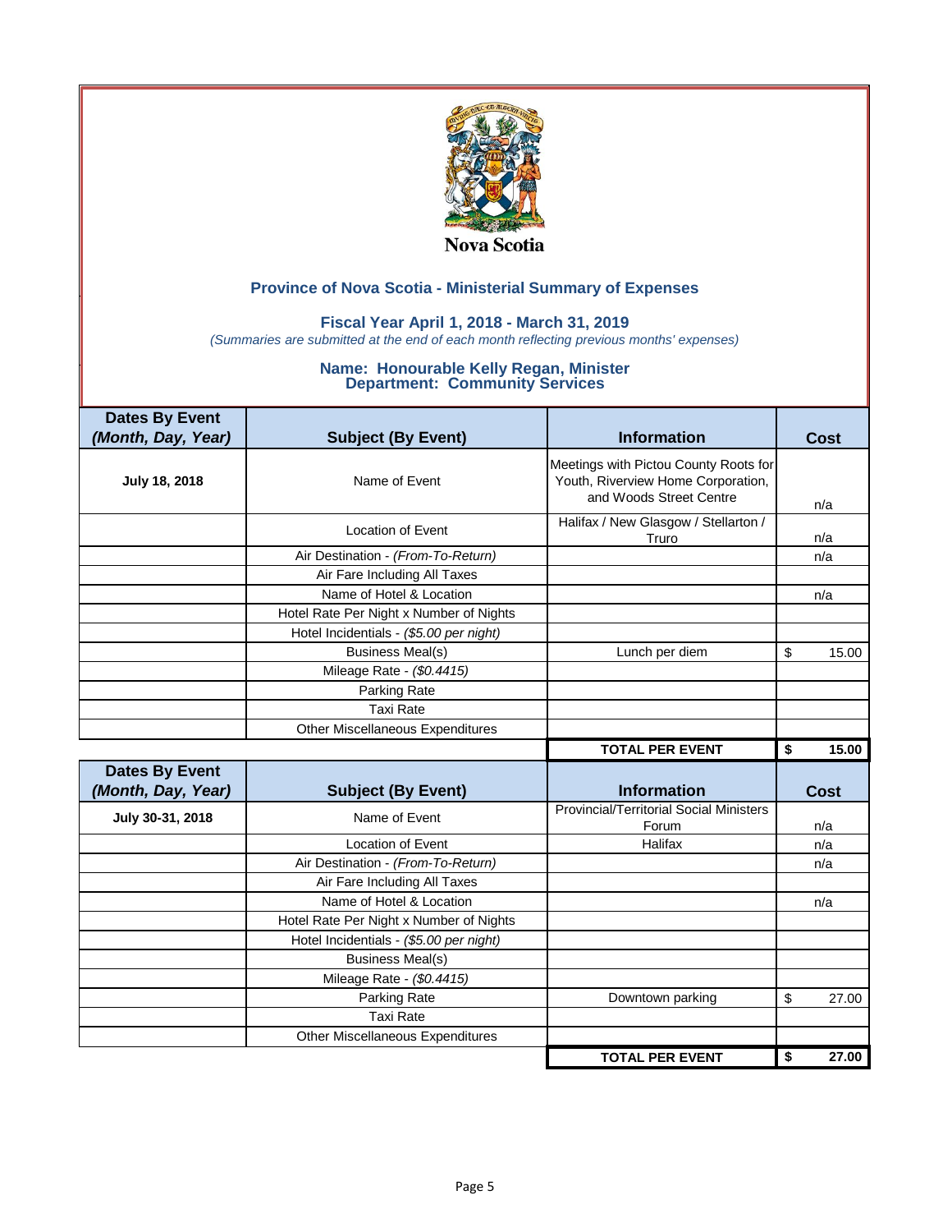Nova Scotia

## Province of Nova Scotia - Ministerial Summary of Expenses

### Fiscal Year April 1, 2018 - March 31, 2019

*(Summaries are submitted at the end of each month reflecting previous months' expenses)*

### Name: Honourable Kelly Regan, Minister
### Department: Community Services

| Dates By Event *(Month, Day, Year)* | Subject (By Event) | Information | Cost |
|---|---|---|---|
| **July 18, 2018** | Name of Event | Meetings with Pictou County Roots for Youth, Riverview Home Corporation, and Woods Street Centre | n/a |
| | Location of Event | Halifax / New Glasgow / Stellarton / Truro | n/a |
| | Air Destination - *(From-To-Return)* | | n/a |
| | Air Fare Including All Taxes | | |
| | Name of Hotel & Location | | n/a |
| | Hotel Rate Per Night x Number of Nights | | |
| | Hotel Incidentials - *($5.00 per night)* | | |
| | Business Meal(s) | Lunch per diem | $ 15.00 |
| | Mileage Rate - *($0.4415)* | | |
| | Parking Rate | | |
| | Taxi Rate | | |
| | Other Miscellaneous Expenditures | | |
| | | **TOTAL PER EVENT** | **$ 15.00** |

| Dates By Event *(Month, Day, Year)* | Subject (By Event) | Information | Cost |
|---|---|---|---|
| **July 30-31, 2018** | Name of Event | Provincial/Territorial Social Ministers Forum | n/a |
| | Location of Event | Halifax | n/a |
| | Air Destination - *(From-To-Return)* | | n/a |
| | Air Fare Including All Taxes | | |
| | Name of Hotel & Location | | n/a |
| | Hotel Rate Per Night x Number of Nights | | |
| | Hotel Incidentials - *($5.00 per night)* | | |
| | Business Meal(s) | | |
| | Mileage Rate - *($0.4415)* | | |
| | Parking Rate | Downtown parking | $ 27.00 |
| | Taxi Rate | | |
| | Other Miscellaneous Expenditures | | |
| | | **TOTAL PER EVENT** | **$ 27.00** |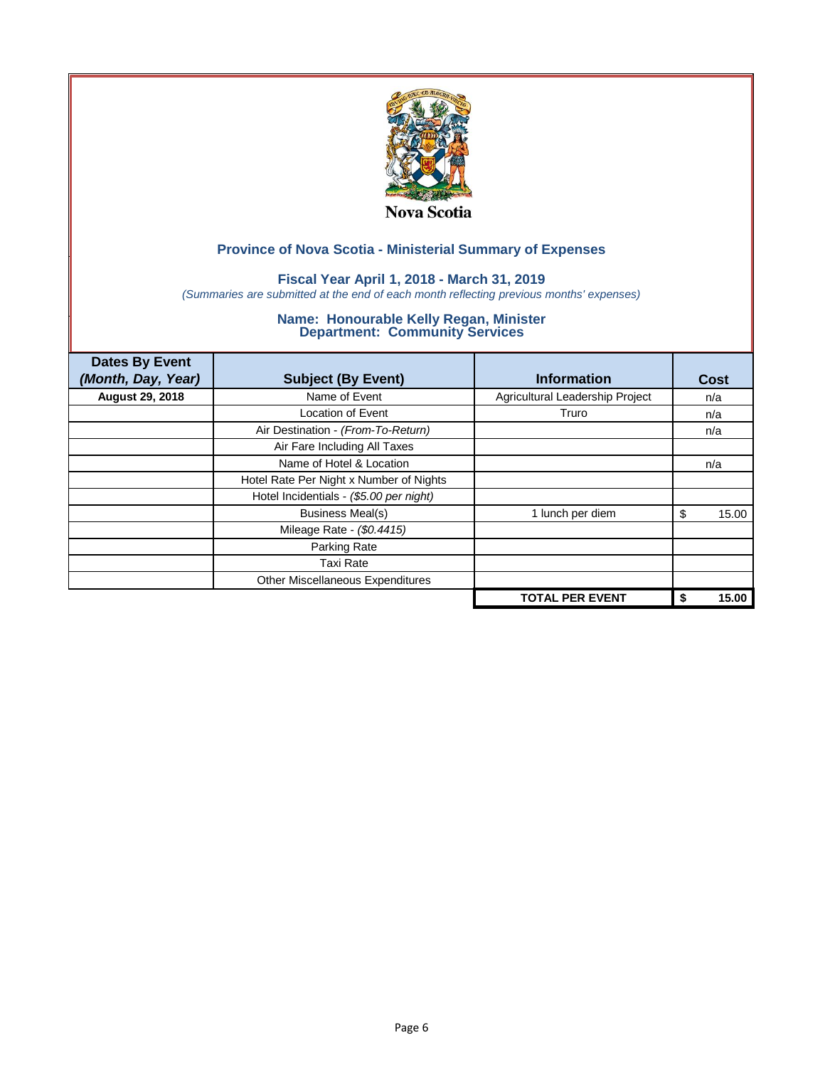Nova Scotia

## Province of Nova Scotia - Ministerial Summary of Expenses

### Fiscal Year April 1, 2018 - March 31, 2019

*(Summaries are submitted at the end of each month reflecting previous months' expenses)*

### Name: Honourable Kelly Regan, Minister
### Department: Community Services

| Dates By Event *(Month, Day, Year)* | Subject (By Event) | Information | Cost |
|---|---|---|---|
| **August 29, 2018** | Name of Event | Agricultural Leadership Project | n/a |
| | Location of Event | Truro | n/a |
| | Air Destination - *(From-To-Return)* | | n/a |
| | Air Fare Including All Taxes | | |
| | Name of Hotel & Location | | n/a |
| | Hotel Rate Per Night x Number of Nights | | |
| | Hotel Incidentials - *($5.00 per night)* | | |
| | Business Meal(s) | 1 lunch per diem | $ 15.00 |
| | Mileage Rate - *($0.4415)* | | |
| | Parking Rate | | |
| | Taxi Rate | | |
| | Other Miscellaneous Expenditures | | |
| | | **TOTAL PER EVENT** | **$ 15.00** |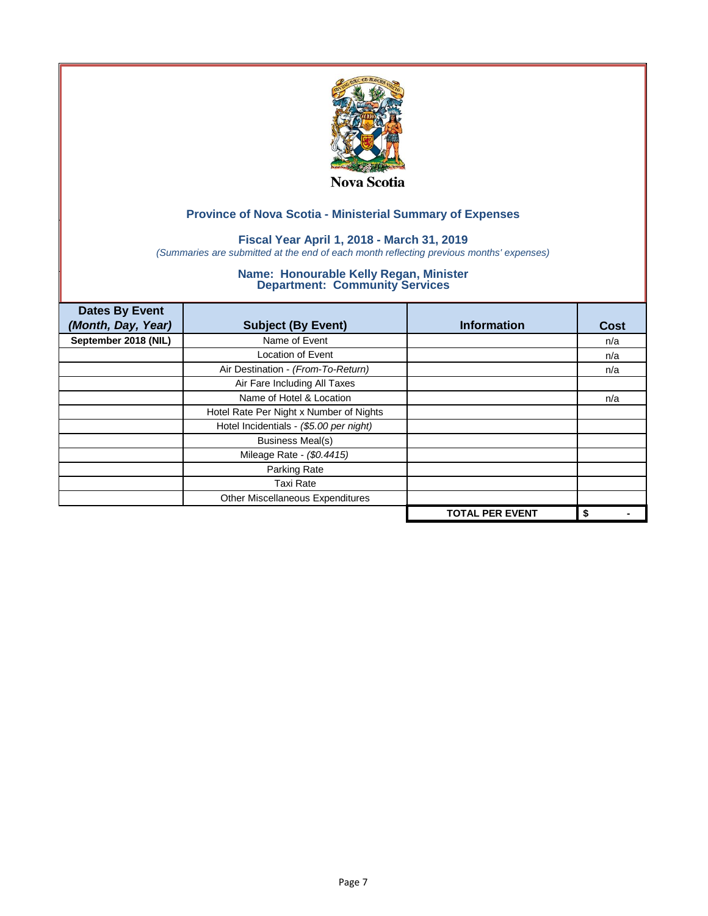Nova Scotia

## Province of Nova Scotia - Ministerial Summary of Expenses

### Fiscal Year April 1, 2018 - March 31, 2019

*(Summaries are submitted at the end of each month reflecting previous months' expenses)*

### Name: Honourable Kelly Regan, Minister
### Department: Community Services

| Dates By Event *(Month, Day, Year)* | Subject (By Event) | Information | Cost |
|---|---|---|---|
| **September 2018 (NIL)** | Name of Event | | n/a |
| | Location of Event | | n/a |
| | Air Destination - *(From-To-Return)* | | n/a |
| | Air Fare Including All Taxes | | |
| | Name of Hotel & Location | | n/a |
| | Hotel Rate Per Night x Number of Nights | | |
| | Hotel Incidentials - *($5.00 per night)* | | |
| | Business Meal(s) | | |
| | Mileage Rate - *($0.4415)* | | |
| | Parking Rate | | |
| | Taxi Rate | | |
| | Other Miscellaneous Expenditures | | |
| | | **TOTAL PER EVENT** | **$ -** |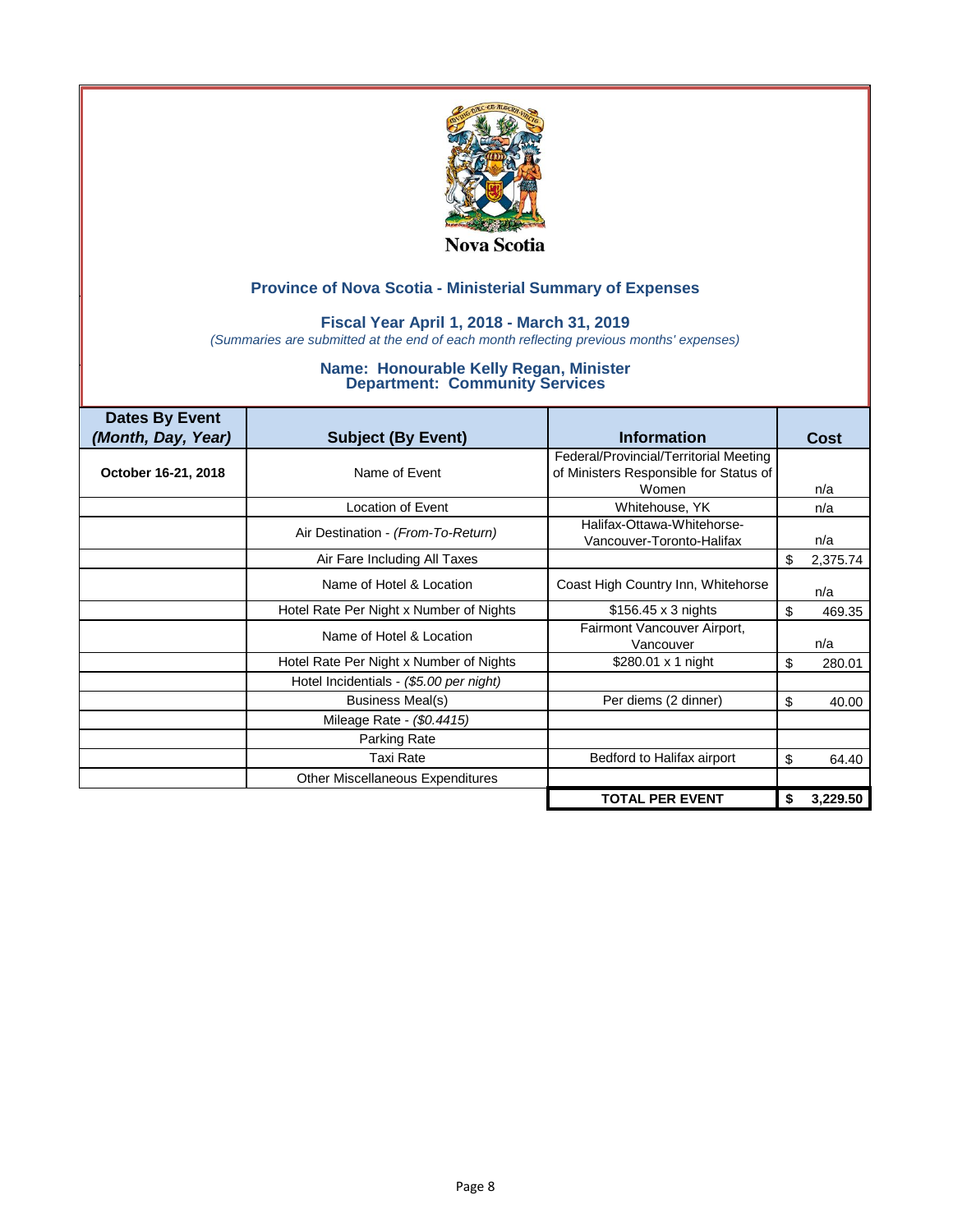Nova Scotia

## Province of Nova Scotia - Ministerial Summary of Expenses

### Fiscal Year April 1, 2018 - March 31, 2019

*(Summaries are submitted at the end of each month reflecting previous months' expenses)*

### Name: Honourable Kelly Regan, Minister
### Department: Community Services

| Dates By Event *(Month, Day, Year)* | Subject (By Event) | Information | Cost |
|---|---|---|---|
| **October 16-21, 2018** | Name of Event | Federal/Provincial/Territorial Meeting of Ministers Responsible for Status of Women | n/a |
| | Location of Event | Whitehouse, YK | n/a |
| | Air Destination - *(From-To-Return)* | Halifax-Ottawa-Whitehorse-Vancouver-Toronto-Halifax | n/a |
| | Air Fare Including All Taxes | | $ 2,375.74 |
| | Name of Hotel & Location | Coast High Country Inn, Whitehorse | n/a |
| | Hotel Rate Per Night x Number of Nights | $156.45 x 3 nights | $ 469.35 |
| | Name of Hotel & Location | Fairmont Vancouver Airport, Vancouver | n/a |
| | Hotel Rate Per Night x Number of Nights | $280.01 x 1 night | $ 280.01 |
| | Hotel Incidentials - *($5.00 per night)* | | |
| | Business Meal(s) | Per diems (2 dinner) | $ 40.00 |
| | Mileage Rate - *($0.4415)* | | |
| | Parking Rate | | |
| | Taxi Rate | Bedford to Halifax airport | $ 64.40 |
| | Other Miscellaneous Expenditures | | |
| | | **TOTAL PER EVENT** | **$ 3,229.50** |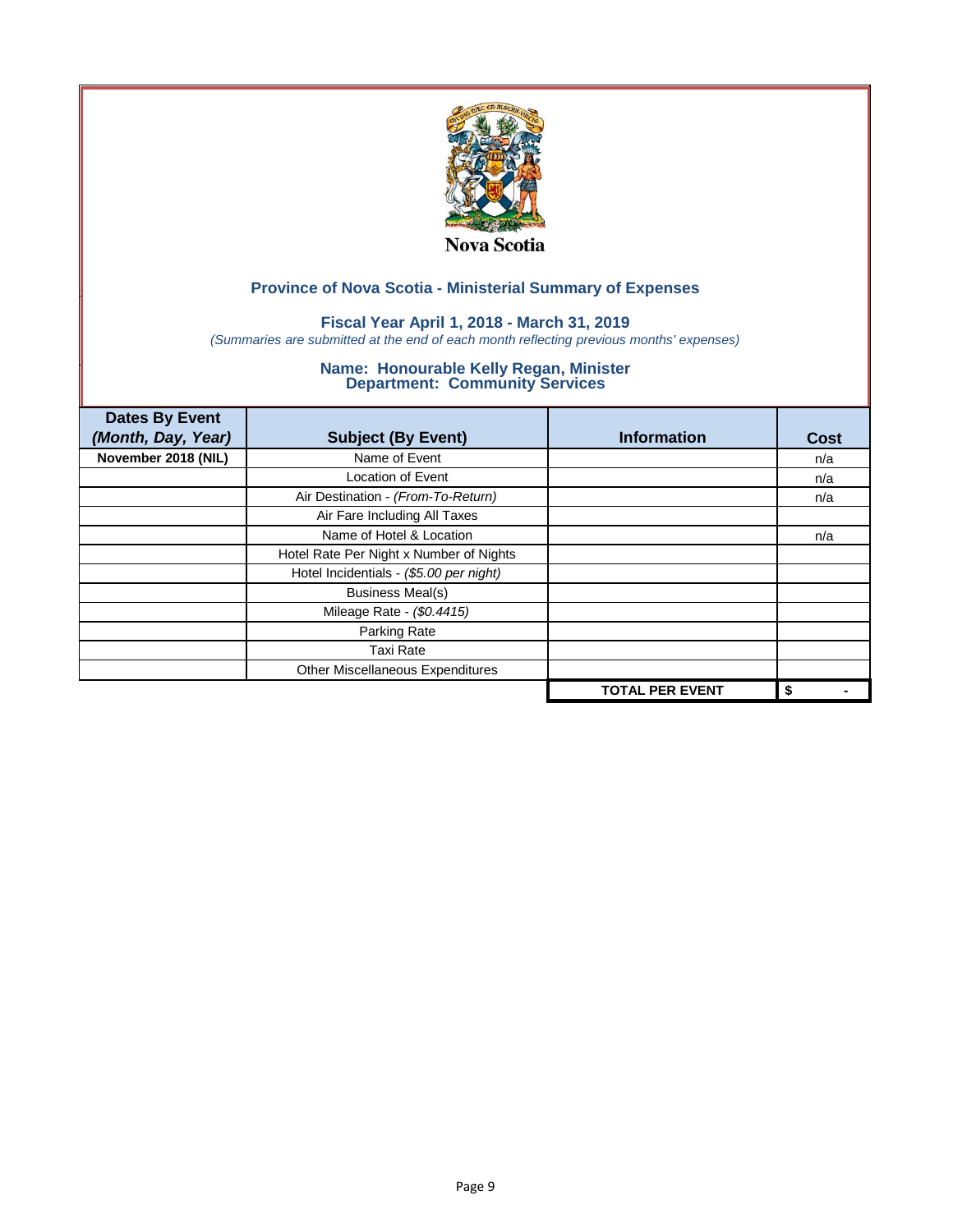Nova Scotia

## Province of Nova Scotia - Ministerial Summary of Expenses

### Fiscal Year April 1, 2018 - March 31, 2019

*(Summaries are submitted at the end of each month reflecting previous months' expenses)*

### Name: Honourable Kelly Regan, Minister
### Department: Community Services

| Dates By Event *(Month, Day, Year)* | Subject (By Event) | Information | Cost |
|---|---|---|---|
| **November 2018 (NIL)** | Name of Event | | n/a |
| | Location of Event | | n/a |
| | Air Destination - *(From-To-Return)* | | n/a |
| | Air Fare Including All Taxes | | |
| | Name of Hotel & Location | | n/a |
| | Hotel Rate Per Night x Number of Nights | | |
| | Hotel Incidentials - *($5.00 per night)* | | |
| | Business Meal(s) | | |
| | Mileage Rate - *($0.4415)* | | |
| | Parking Rate | | |
| | Taxi Rate | | |
| | Other Miscellaneous Expenditures | | |
| | | **TOTAL PER EVENT** | **$ -** |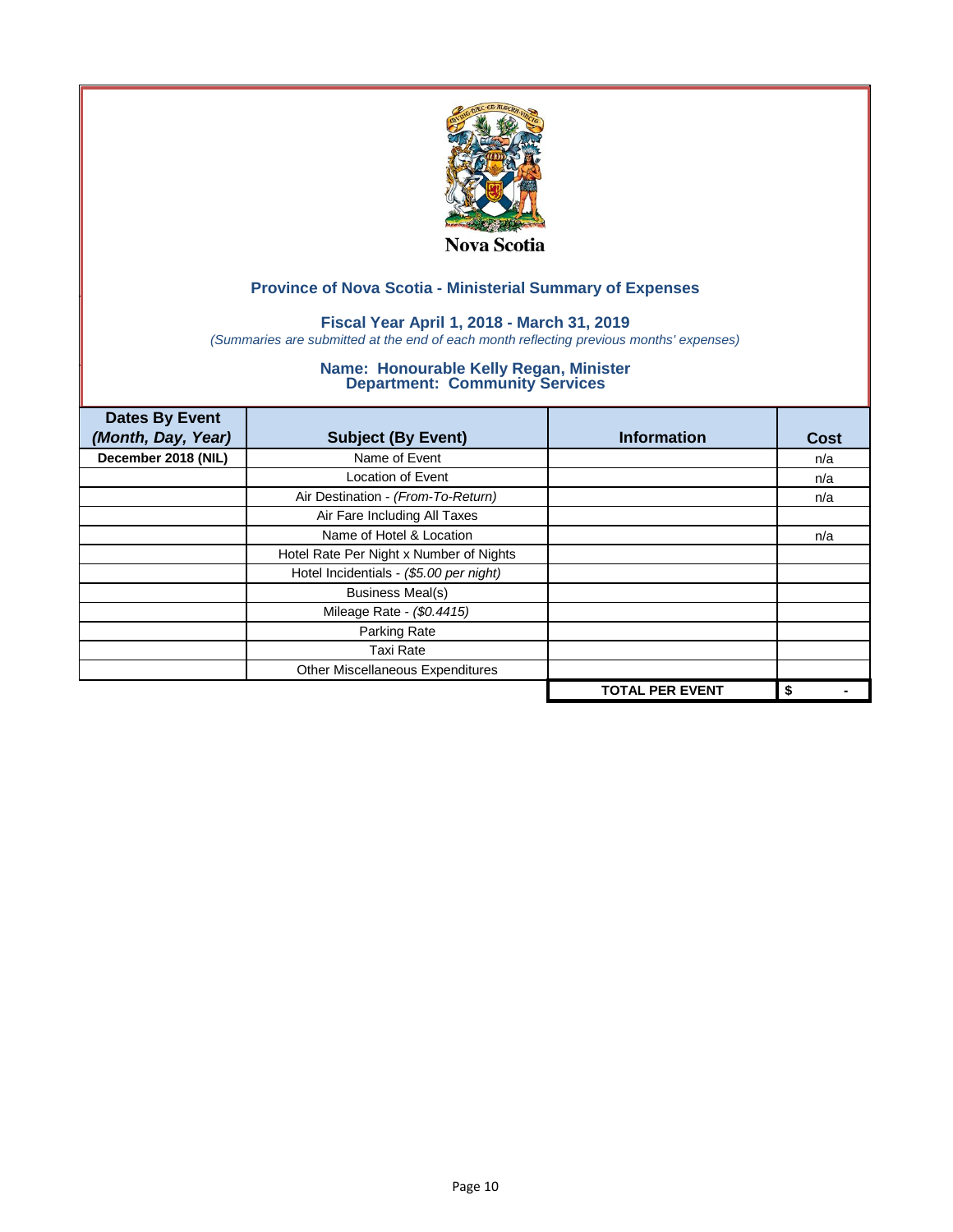Nova Scotia

## Province of Nova Scotia - Ministerial Summary of Expenses

### Fiscal Year April 1, 2018 - March 31, 2019

*(Summaries are submitted at the end of each month reflecting previous months' expenses)*

### Name: Honourable Kelly Regan, Minister
### Department: Community Services

| Dates By Event *(Month, Day, Year)* | Subject (By Event) | Information | Cost |
|---|---|---|---|
| **December 2018 (NIL)** | Name of Event | | n/a |
| | Location of Event | | n/a |
| | Air Destination - *(From-To-Return)* | | n/a |
| | Air Fare Including All Taxes | | |
| | Name of Hotel & Location | | n/a |
| | Hotel Rate Per Night x Number of Nights | | |
| | Hotel Incidentials - *($5.00 per night)* | | |
| | Business Meal(s) | | |
| | Mileage Rate - *($0.4415)* | | |
| | Parking Rate | | |
| | Taxi Rate | | |
| | Other Miscellaneous Expenditures | | |
| | | **TOTAL PER EVENT** | **$ -** |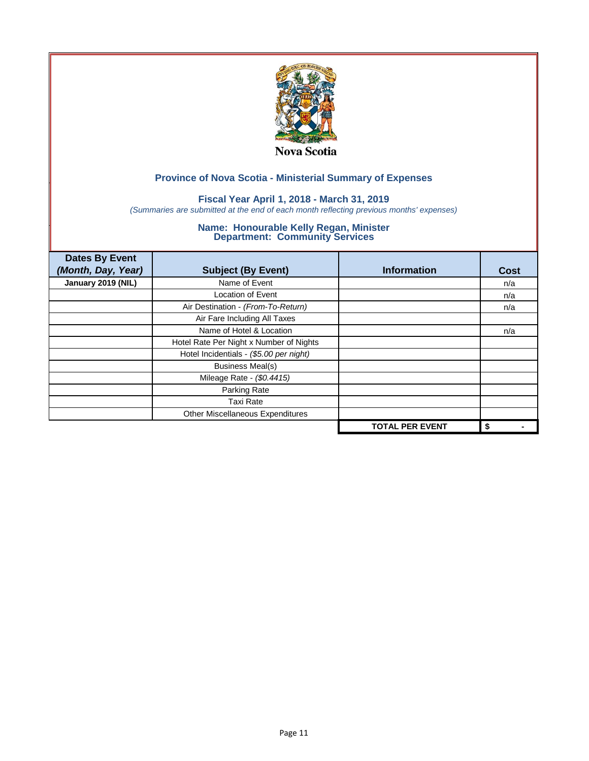Nova Scotia

## Province of Nova Scotia - Ministerial Summary of Expenses

### Fiscal Year April 1, 2018 - March 31, 2019

*(Summaries are submitted at the end of each month reflecting previous months' expenses)*

### Name: Honourable Kelly Regan, Minister
### Department: Community Services

| Dates By Event *(Month, Day, Year)* | Subject (By Event) | Information | Cost |
|---|---|---|---|
| **January 2019 (NIL)** | Name of Event | | n/a |
| | Location of Event | | n/a |
| | Air Destination - *(From-To-Return)* | | n/a |
| | Air Fare Including All Taxes | | |
| | Name of Hotel & Location | | n/a |
| | Hotel Rate Per Night x Number of Nights | | |
| | Hotel Incidentials - *($5.00 per night)* | | |
| | Business Meal(s) | | |
| | Mileage Rate - *($0.4415)* | | |
| | Parking Rate | | |
| | Taxi Rate | | |
| | Other Miscellaneous Expenditures | | |
| | | **TOTAL PER EVENT** | **$ -** |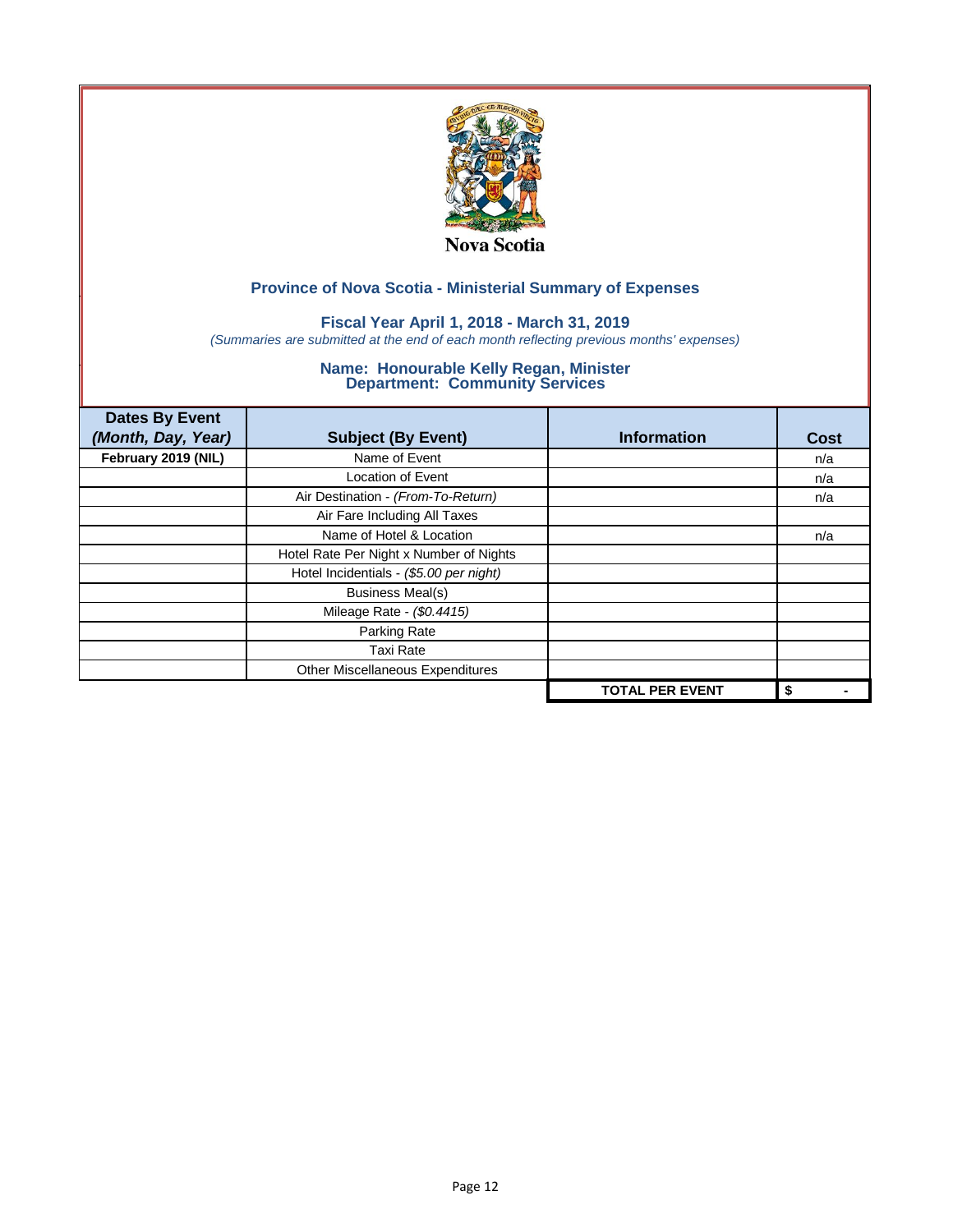Nova Scotia

## Province of Nova Scotia - Ministerial Summary of Expenses

### Fiscal Year April 1, 2018 - March 31, 2019

*(Summaries are submitted at the end of each month reflecting previous months' expenses)*

### Name: Honourable Kelly Regan, Minister
### Department: Community Services

| Dates By Event *(Month, Day, Year)* | Subject (By Event) | Information | Cost |
|---|---|---|---|
| **February 2019 (NIL)** | Name of Event | | n/a |
| | Location of Event | | n/a |
| | Air Destination - *(From-To-Return)* | | n/a |
| | Air Fare Including All Taxes | | |
| | Name of Hotel & Location | | n/a |
| | Hotel Rate Per Night x Number of Nights | | |
| | Hotel Incidentials - *($5.00 per night)* | | |
| | Business Meal(s) | | |
| | Mileage Rate - *($0.4415)* | | |
| | Parking Rate | | |
| | Taxi Rate | | |
| | Other Miscellaneous Expenditures | | |
| | | **TOTAL PER EVENT** | **$ -** |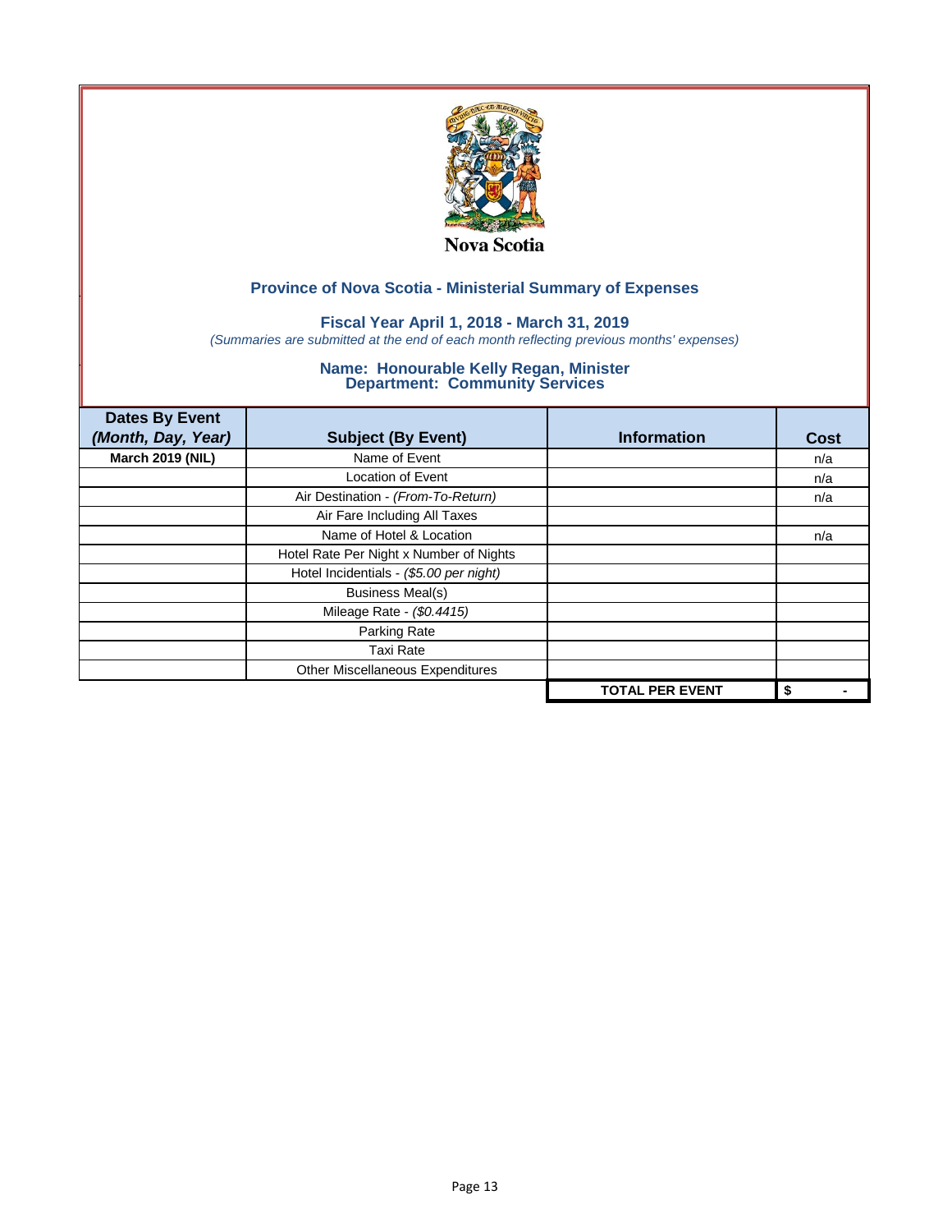Nova Scotia

## Province of Nova Scotia - Ministerial Summary of Expenses

### Fiscal Year April 1, 2018 - March 31, 2019

*(Summaries are submitted at the end of each month reflecting previous months' expenses)*

### Name: Honourable Kelly Regan, Minister
### Department: Community Services

| Dates By Event *(Month, Day, Year)* | Subject (By Event) | Information | Cost |
|---|---|---|---|
| **March 2019 (NIL)** | Name of Event | | n/a |
| | Location of Event | | n/a |
| | Air Destination - *(From-To-Return)* | | n/a |
| | Air Fare Including All Taxes | | |
| | Name of Hotel & Location | | n/a |
| | Hotel Rate Per Night x Number of Nights | | |
| | Hotel Incidentials - *($5.00 per night)* | | |
| | Business Meal(s) | | |
| | Mileage Rate - *($0.4415)* | | |
| | Parking Rate | | |
| | Taxi Rate | | |
| | Other Miscellaneous Expenditures | | |
| | | **TOTAL PER EVENT** | **$ -** |